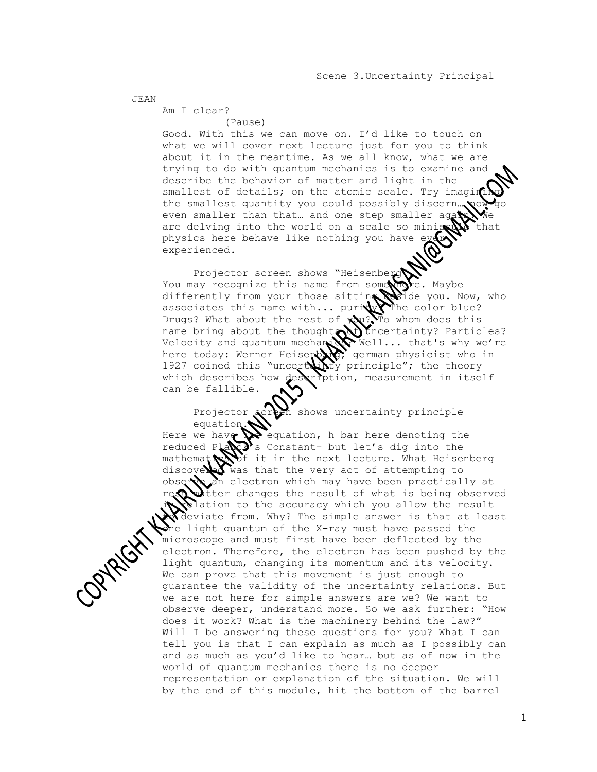Scene 3.Uncertainty Principal

JEAN

Am I clear?

(Pause)

Good. With this we can move on. I'd like to touch on what we will cover next lecture just for you to think about it in the meantime. As we all know, what we are trying to do with quantum mechanics is to examine and describe the behavior of matter and light in the smallest of details; on the atomic scale. Try imagining the smallest quantity you could possibly discern… now go even smaller than that… and one step smaller again. We are delving into the world on a scale so miniscule that physics here behave like nothing you have ever experienced.

Projector screen shows "Heisenberg"

You may recognize this name from somewhere. Maybe differently from your those sitting beside you. Now, who associates this name with... purity? The color blue? Drugs? What about the rest of you? To whom does this name bring about the thoughts of uncertainty? Particles? Velocity and quantum mechanics? Well... that's why we're here today: Werner Heisenberg, german physicist who in 1927 coined this "uncertainty principle"; the theory which describes how description, measurement in itself can be fallible.

Projector screen shows uncertainty principle equation.

Here we have the equation, h bar here denoting the reduced Planck's Constant- but let's dig into the mathematics of it in the next lecture. What Heisenberg discovered was that the very act of attempting to observe an electron which may have been practically at rest matter changes the result of what is being observed in relation to the accuracy which you allow the result to deviate from. Why? The simple answer is that at least one light quantum of the X-ray must have passed the microscope and must first have been deflected by the electron. Therefore, the electron has been pushed by the light quantum, changing its momentum and its velocity. We can prove that this movement is just enough to guarantee the validity of the uncertainty relations. But we are not here for simple answers are we? We want to observe deeper, understand more. So we ask further: "How does it work? What is the machinery behind the law?" Will I be answering these questions for you? What I can tell you is that I can explain as much as I possibly can and as much as you'd like to hear… but as of now in the world of quantum mechanics there is no deeper representation or explanation of the situation. We will by the end of this module, hit the bottom of the barrel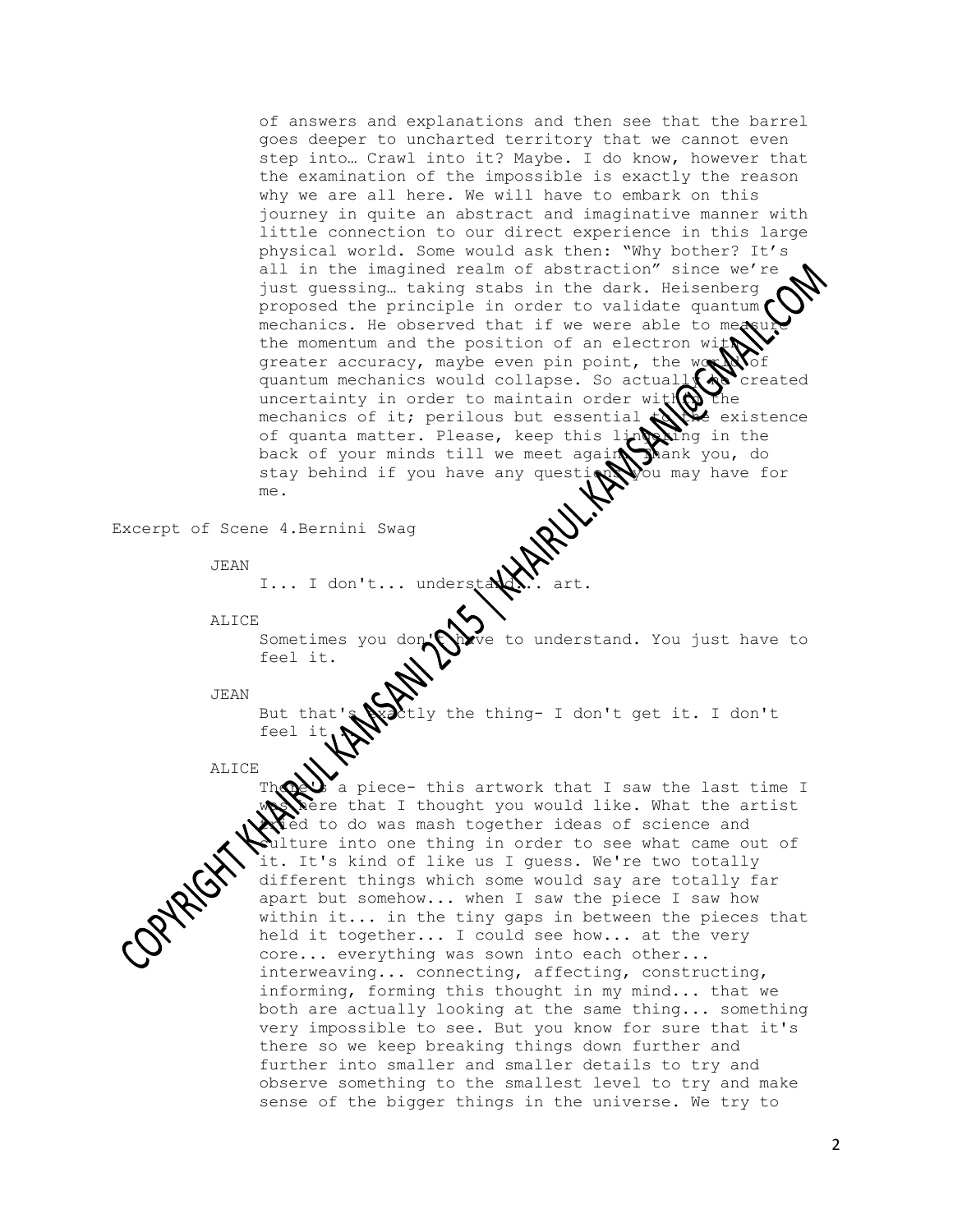of answers and explanations and then see that the barrel goes deeper to uncharted territory that we cannot even step into… Crawl into it? Maybe. I do know, however that the examination of the impossible is exactly the reason why we are all here. We will have to embark on this journey in quite an abstract and imaginative manner with little connection to our direct experience in this large physical world. Some would ask then: "Why bother? It's all in the imagined realm of abstraction" since we're just guessing… taking stabs in the dark. Heisenberg proposed the principle in order to validate quantum mechanics. He observed that if we were able to measure the momentum and the position of an electron with greater accuracy, maybe even pin point, the world of quantum mechanics would collapse. So actually he created uncertainty in order to maintain order within the mechanics of it; perilous but essential to the existence of quanta matter. Please, keep this lingering in the back of your minds till we meet again. Thank you, do stay behind if you have any questions you may have for me.

Excerpt of Scene 4.Bernini Swag

JEAN

I... I don't... understand... art.

ALICE

Sometimes you don't have to understand. You just have to feel it.

JEAN

But that's exactly the thing- I don't get it. I don't feel it.

ALICE

There's a piece- this artwork that I saw the last time I was here that I thought you would like. What the artist tried to do was mash together ideas of science and culture into one thing in order to see what came out of it. It's kind of like us I guess. We're two totally different things which some would say are totally far apart but somehow... when I saw the piece I saw how within it... in the tiny gaps in between the pieces that held it together... I could see how... at the very core... everything was sown into each other... interweaving... connecting, affecting, constructing, informing, forming this thought in my mind... that we both are actually looking at the same thing... something very impossible to see. But you know for sure that it's there so we keep breaking things down further and further into smaller and smaller details to try and observe something to the smallest level to try and make sense of the bigger things in the universe. We try to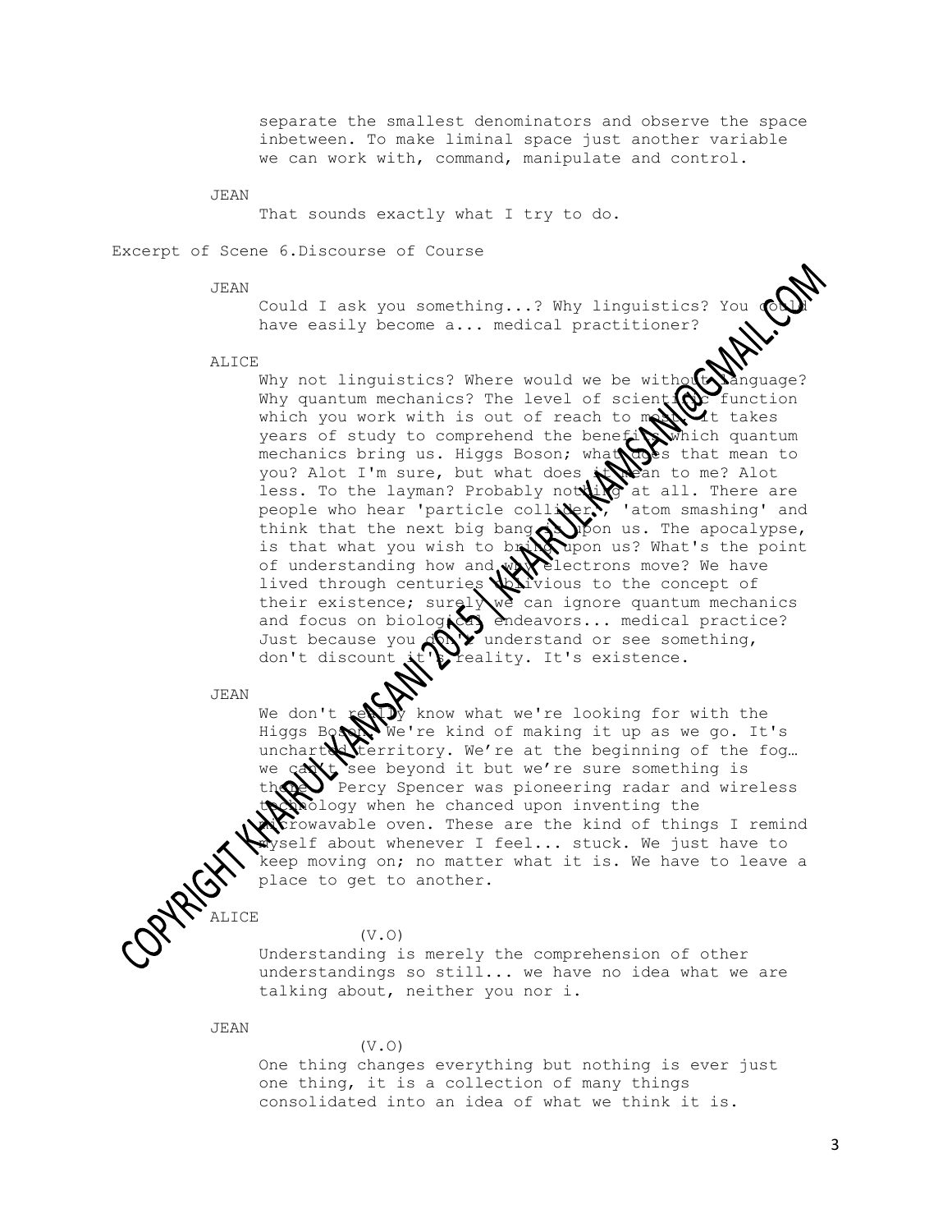separate the smallest denominators and observe the space inbetween. To make liminal space just another variable we can work with, command, manipulate and control.

JEAN

That sounds exactly what I try to do.

Excerpt of Scene 6.Discourse of Course

JEAN

Could I ask you something...? Why linguistics? You could have easily become a... medical practitioner?

ALICE

Why not linguistics? Where would we be without language? Why quantum mechanics? The level of scientific function which you work with is out of reach to most. It takes years of study to comprehend the benefits which quantum mechanics bring us. Higgs Boson; what does that mean to you? Alot I'm sure, but what does it mean to me? Alot less. To the layman? Probably nothing at all. There are people who hear 'particle collider,' 'atom smashing' and think that the next big bang is upon us. The apocalypse, is that what you wish to bring upon us? What's the point of understanding how and why electrons move? We have lived through centuries oblivious to the concept of their existence; surely we can ignore quantum mechanics and focus on biological endeavors... medical practice? Just because you don't understand or see something, don't discount it's reality. It's existence.

JEAN

We don't really know what we're looking for with the Higgs Boson. We're kind of making it up as we go. It's uncharted territory. We're at the beginning of the fog… we can't see beyond it but we're sure something is there. Percy Spencer was pioneering radar and wireless technology when he chanced upon inventing the microwavable oven. These are the kind of things I remind myself about whenever I feel... stuck. We just have to keep moving on; no matter what it is. We have to leave a place to get to another.

ALICE

(V.O)

Understanding is merely the comprehension of other understandings so still... we have no idea what we are talking about, neither you nor i.

JEAN

(V.O)

One thing changes everything but nothing is ever just one thing, it is a collection of many things consolidated into an idea of what we think it is.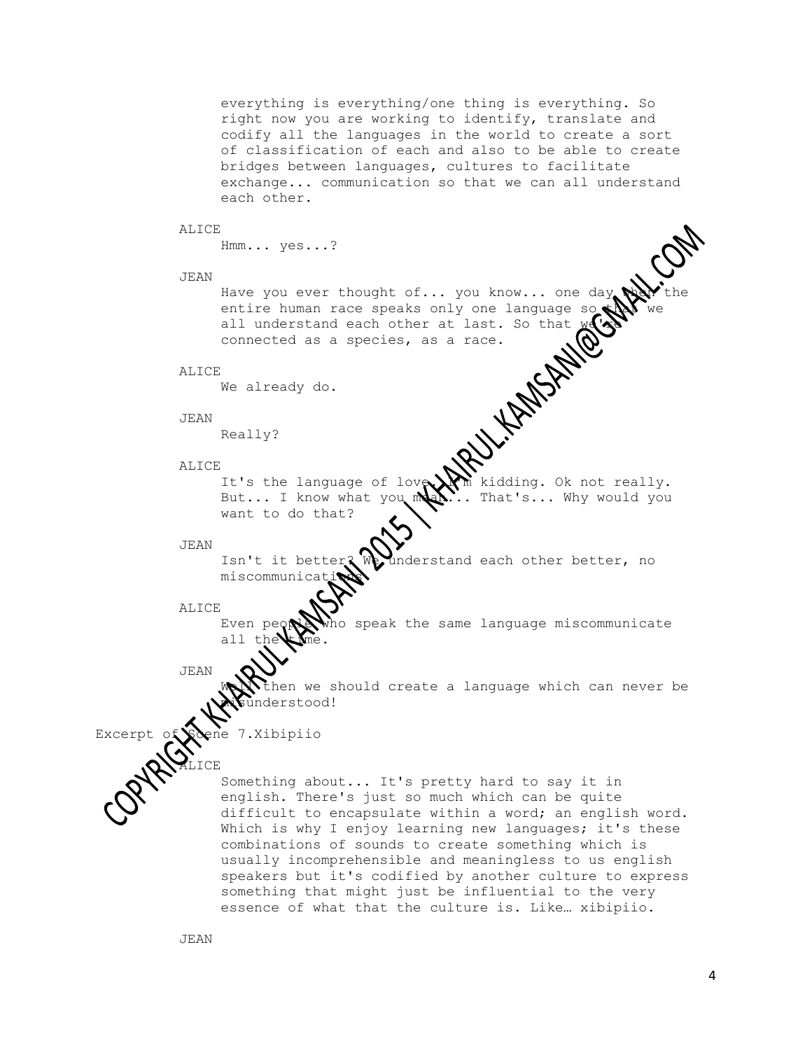everything is everything/one thing is everything. So right now you are working to identify, translate and codify all the languages in the world to create a sort of classification of each and also to be able to create bridges between languages, cultures to facilitate exchange... communication so that we can all understand each other.

ALICE

Hmm... yes...?

JEAN

Have you ever thought of... you know... one day when the entire human race speaks only one language so that we all understand each other at last. So that we're connected as a species, as a race.

ALICE

We already do.

JEAN

Really?

ALICE

It's the language of love. I'm kidding. Ok not really. But... I know what you mean... That's... Why would you want to do that?

JEAN

Isn't it better? We understand each other better, no miscommunications.

ALICE

Even people who speak the same language miscommunicate all the time.

JEAN

Well then we should create a language which can never be misunderstood!

Excerpt of Scene 7.Xibipiio

ALICE

Something about... It's pretty hard to say it in english. There's just so much which can be quite difficult to encapsulate within a word; an english word. Which is why I enjoy learning new languages; it's these combinations of sounds to create something which is usually incomprehensible and meaningless to us english speakers but it's codified by another culture to express something that might just be influential to the very essence of what that the culture is. Like… xibipiio.

JEAN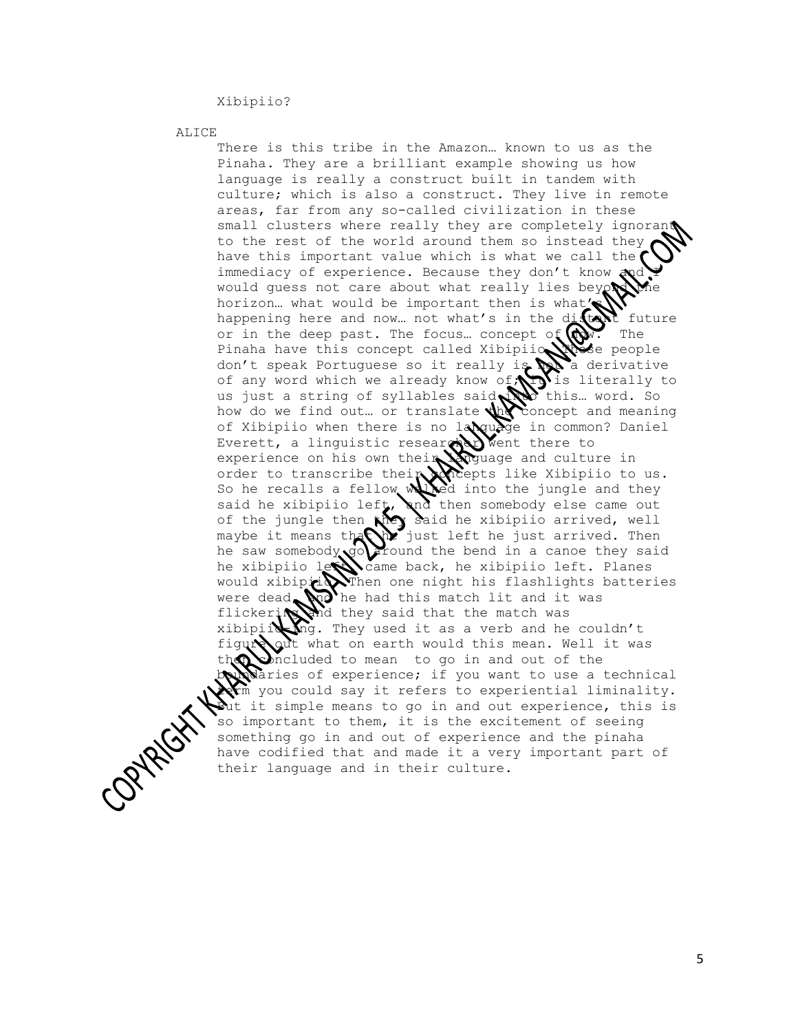Xibipiio?

ALICE

There is this tribe in the Amazon… known to us as the Pinaha. They are a brilliant example showing us how language is really a construct built in tandem with culture; which is also a construct. They live in remote areas, far from any so-called civilization in these small clusters where really they are completely ignorant to the rest of the world around them so instead they have this important value which is what we call the immediacy of experience. Because they don't know and I would guess not care about what really lies beyond the horizon… what would be important then is what's happening here and now… not what's in the distant future or in the deep past. The focus… concept of now. The Pinaha have this concept called Xibipiio. These people don't speak Portuguese so it really is not a derivative of any word which we already know of; it is literally to us just a string of syllables said into this… word. So how do we find out… or translate the concept and meaning of Xibipiio when there is no language in common? Daniel Everett, a linguistic researcher went there to experience on his own their language and culture in order to transcribe their concepts like Xibipiio to us. So he recalls a fellow walked into the jungle and they said he xibipiio left, and then somebody else came out of the jungle then they said he xibipiio arrived, well maybe it means that he just left he just arrived. Then he saw somebody go around the bend in a canoe they said he xibipiio left, came back, he xibipiio left. Planes would xibipiio. Then one night his flashlights batteries were dead, and he had this match lit and it was flickering and they said that the match was xibipiio-ing. They used it as a verb and he couldn't figure out what on earth would this mean. Well it was then concluded to mean to go in and out of the boundaries of experience; if you want to use a technical term you could say it refers to experiential liminality. But it simple means to go in and out experience, this is so important to them, it is the excitement of seeing something go in and out of experience and the pinaha have codified that and made it a very important part of their language and in their culture.